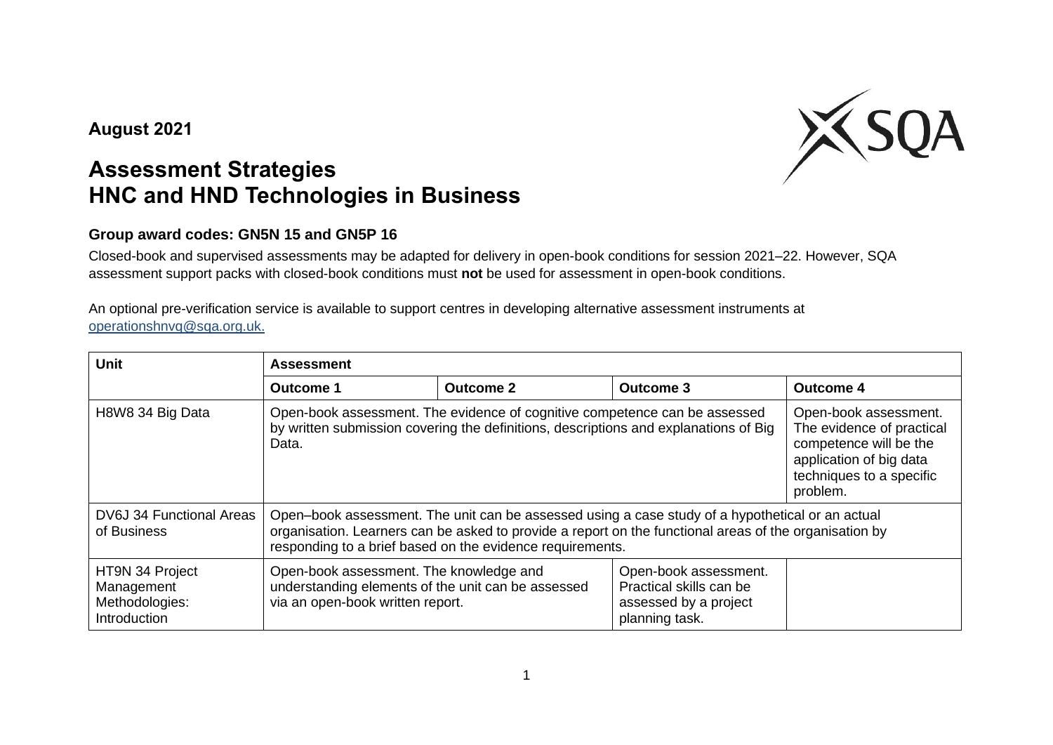**August 2021**

# Assessment Strategies
# HNC and HND Technologies in Business

### Group award codes: GN5N 15 and GN5P 16

Closed-book and supervised assessments may be adapted for delivery in open-book conditions for session 2021–22. However, SQA assessment support packs with closed-book conditions must **not** be used for assessment in open-book conditions.

An optional pre-verification service is available to support centres in developing alternative assessment instruments at [operationshnvq@sqa.org.uk.](mailto:operationshnvq@sqa.org.uk)

| Unit | Assessment | | | |
|---|---|---|---|---|
| | **Outcome 1** | **Outcome 2** | **Outcome 3** | **Outcome 4** |
| H8W8 34 Big Data | Open-book assessment. The evidence of cognitive competence can be assessed by written submission covering the definitions, descriptions and explanations of Big Data. | | | Open-book assessment. The evidence of practical competence will be the application of big data techniques to a specific problem. |
| DV6J 34 Functional Areas of Business | Open–book assessment. The unit can be assessed using a case study of a hypothetical or an actual organisation. Learners can be asked to provide a report on the functional areas of the organisation by responding to a brief based on the evidence requirements. | | | |
| HT9N 34 Project Management Methodologies: Introduction | Open-book assessment. The knowledge and understanding elements of the unit can be assessed via an open-book written report. | | Open-book assessment. Practical skills can be assessed by a project planning task. | |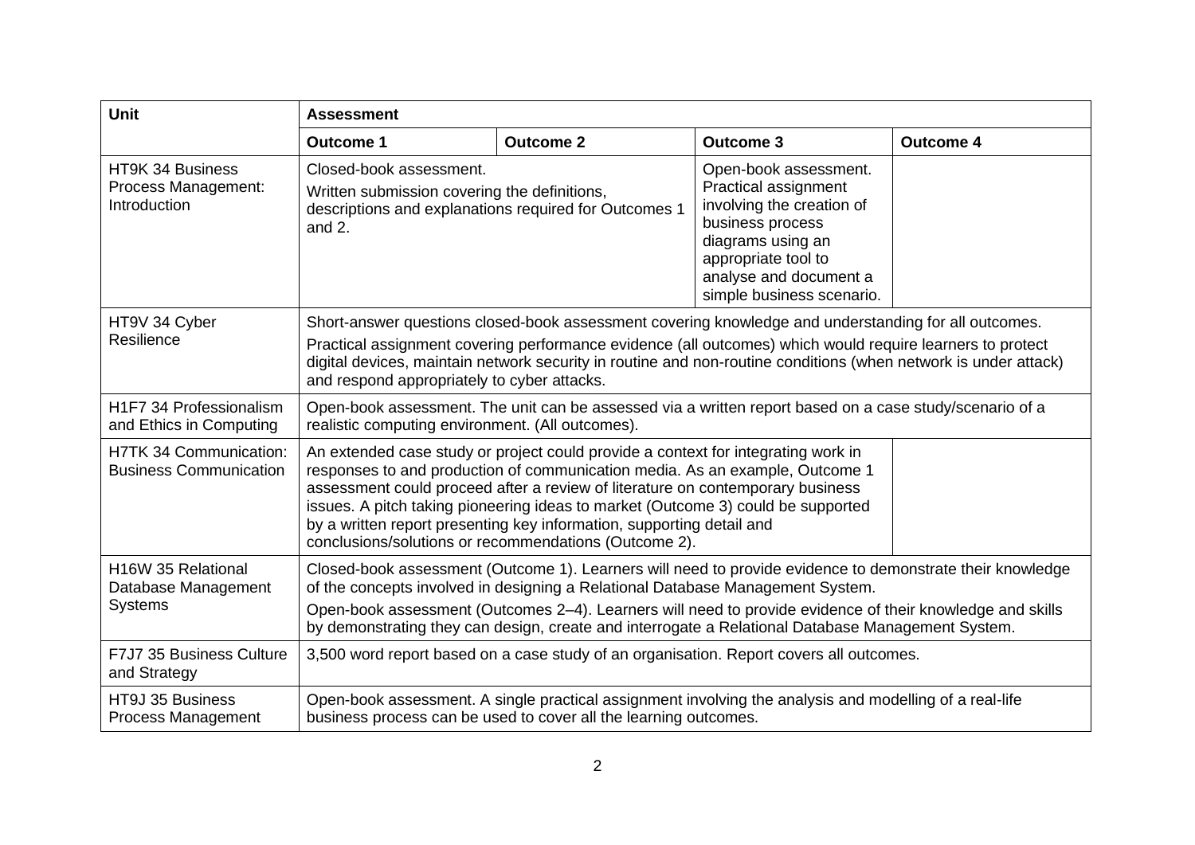| Unit | Assessment | | | |
|---|---|---|---|---|
| | **Outcome 1** | **Outcome 2** | **Outcome 3** | **Outcome 4** |
| HT9K 34 Business Process Management: Introduction | Closed-book assessment. Written submission covering the definitions, descriptions and explanations required for Outcomes 1 and 2. | | Open-book assessment. Practical assignment involving the creation of business process diagrams using an appropriate tool to analyse and document a simple business scenario. | |
| HT9V 34 Cyber Resilience | Short-answer questions closed-book assessment covering knowledge and understanding for all outcomes. Practical assignment covering performance evidence (all outcomes) which would require learners to protect digital devices, maintain network security in routine and non-routine conditions (when network is under attack) and respond appropriately to cyber attacks. | | | |
| H1F7 34 Professionalism and Ethics in Computing | Open-book assessment. The unit can be assessed via a written report based on a case study/scenario of a realistic computing environment. (All outcomes). | | | |
| H7TK 34 Communication: Business Communication | An extended case study or project could provide a context for integrating work in responses to and production of communication media. As an example, Outcome 1 assessment could proceed after a review of literature on contemporary business issues. A pitch taking pioneering ideas to market (Outcome 3) could be supported by a written report presenting key information, supporting detail and conclusions/solutions or recommendations (Outcome 2). | | | |
| H16W 35 Relational Database Management Systems | Closed-book assessment (Outcome 1). Learners will need to provide evidence to demonstrate their knowledge of the concepts involved in designing a Relational Database Management System. Open-book assessment (Outcomes 2–4). Learners will need to provide evidence of their knowledge and skills by demonstrating they can design, create and interrogate a Relational Database Management System. | | | |
| F7J7 35 Business Culture and Strategy | 3,500 word report based on a case study of an organisation. Report covers all outcomes. | | | |
| HT9J 35 Business Process Management | Open-book assessment. A single practical assignment involving the analysis and modelling of a real-life business process can be used to cover all the learning outcomes. | | | |